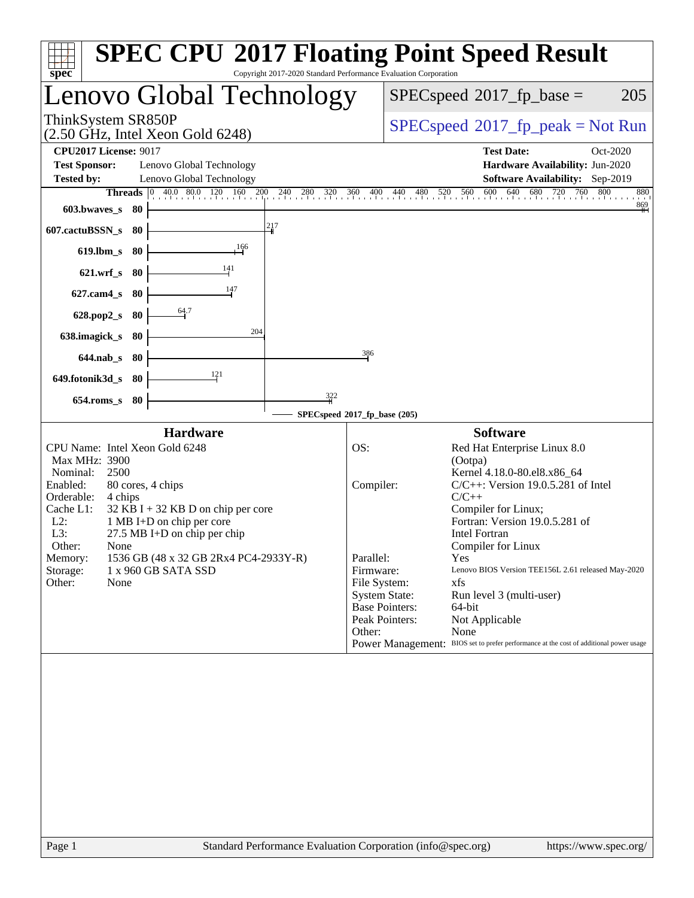# SPEC CPU 2017 Floating Point Speed Result

Copyright 2017-2020 Standard Performance Evaluation Corporation

## Lenovo Global Technology

ThinkSystem SR850P
(2.50 GHz, Intel Xeon Gold 6248)

SPECspeed 2017_fp_base = 205

SPECspeed 2017_fp_peak = Not Run

**CPU2017 License:** 9017
**Test Sponsor:** Lenovo Global Technology
**Tested by:** Lenovo Global Technology

**Test Date:** Oct-2020
**Hardware Availability:** Jun-2020
**Software Availability:** Sep-2019

| Benchmark | Threads | Base |
|---|---|---|
| 603.bwaves_s | 80 | 869 |
| 607.cactuBSSN_s | 80 | 217 |
| 619.lbm_s | 80 | 166 |
| 621.wrf_s | 80 | 141 |
| 627.cam4_s | 80 | 147 |
| 628.pop2_s | 80 | 64.7 |
| 638.imagick_s | 80 | 204 |
| 644.nab_s | 80 | 386 |
| 649.fotonik3d_s | 80 | 121 |
| 654.roms_s | 80 | 322 |

SPECspeed 2017_fp_base (205)

### Hardware

| | |
|---|---|
| CPU Name: | Intel Xeon Gold 6248 |
| Max MHz: | 3900 |
| Nominal: | 2500 |
| Enabled: | 80 cores, 4 chips |
| Orderable: | 4 chips |
| Cache L1: | 32 KB I + 32 KB D on chip per core |
| L2: | 1 MB I+D on chip per core |
| L3: | 27.5 MB I+D on chip per chip |
| Other: | None |
| Memory: | 1536 GB (48 x 32 GB 2Rx4 PC4-2933Y-R) |
| Storage: | 1 x 960 GB SATA SSD |
| Other: | None |

### Software

| | |
|---|---|
| OS: | Red Hat Enterprise Linux 8.0 (Ootpa) Kernel 4.18.0-80.el8.x86_64 |
| Compiler: | C/C++: Version 19.0.5.281 of Intel C/C++ Compiler for Linux; Fortran: Version 19.0.5.281 of Intel Fortran Compiler for Linux |
| Parallel: | Yes |
| Firmware: | Lenovo BIOS Version TEE156L 2.61 released May-2020 |
| File System: | xfs |
| System State: | Run level 3 (multi-user) |
| Base Pointers: | 64-bit |
| Peak Pointers: | Not Applicable |
| Other: | None |
| Power Management: | BIOS set to prefer performance at the cost of additional power usage |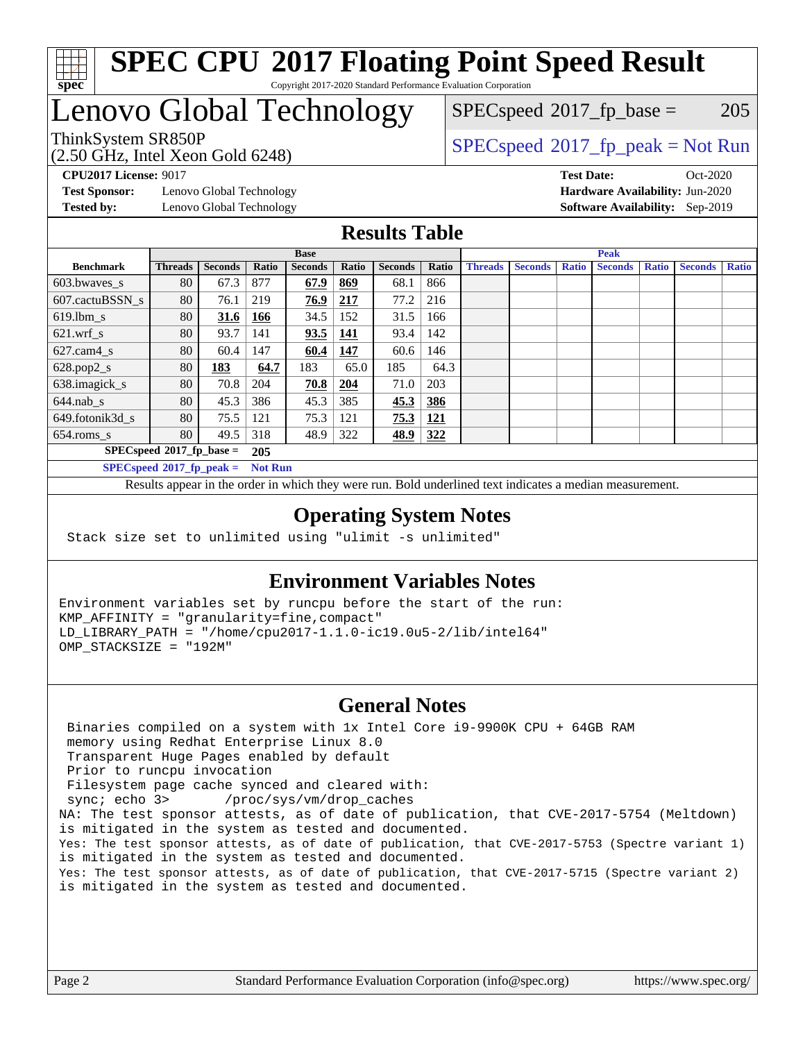# SPEC CPU 2017 Floating Point Speed Result

Copyright 2017-2020 Standard Performance Evaluation Corporation

# Lenovo Global Technology

ThinkSystem SR850P
(2.50 GHz, Intel Xeon Gold 6248)

SPECspeed 2017_fp_base = 205

SPECspeed 2017_fp_peak = Not Run

**CPU2017 License:** 9017
**Test Sponsor:** Lenovo Global Technology
**Tested by:** Lenovo Global Technology

**Test Date:** Oct-2020
**Hardware Availability:** Jun-2020
**Software Availability:** Sep-2019

## Results Table

| Benchmark | Base | | | | | | | Peak | | | | | | |
|---|---|---|---|---|---|---|---|---|---|---|---|---|---|---|
| | Threads | Seconds | Ratio | Seconds | Ratio | Seconds | Ratio | Threads | Seconds | Ratio | Seconds | Ratio | Seconds | Ratio |
| 603.bwaves_s | 80 | 67.3 | 877 | **67.9** | **869** | 68.1 | 866 | | | | | | | |
| 607.cactuBSSN_s | 80 | 76.1 | 219 | **76.9** | **217** | 77.2 | 216 | | | | | | | |
| 619.lbm_s | 80 | **31.6** | **166** | 34.5 | 152 | 31.5 | 166 | | | | | | | |
| 621.wrf_s | 80 | 93.7 | 141 | **93.5** | **141** | 93.4 | 142 | | | | | | | |
| 627.cam4_s | 80 | 60.4 | 147 | **60.4** | **147** | 60.6 | 146 | | | | | | | |
| 628.pop2_s | 80 | **183** | **64.7** | 183 | 65.0 | 185 | 64.3 | | | | | | | |
| 638.imagick_s | 80 | 70.8 | 204 | **70.8** | **204** | 71.0 | 203 | | | | | | | |
| 644.nab_s | 80 | 45.3 | 386 | 45.3 | 385 | **45.3** | **386** | | | | | | | |
| 649.fotonik3d_s | 80 | 75.5 | 121 | 75.3 | 121 | **75.3** | **121** | | | | | | | |
| 654.roms_s | 80 | 49.5 | 318 | 48.9 | 322 | **48.9** | **322** | | | | | | | |

**SPECspeed 2017_fp_base = 205**

**SPECspeed 2017_fp_peak = Not Run**

Results appear in the order in which they were run. Bold underlined text indicates a median measurement.

## Operating System Notes

```
Stack size set to unlimited using "ulimit -s unlimited"
```

## Environment Variables Notes

```
Environment variables set by runcpu before the start of the run:
KMP_AFFINITY = "granularity=fine,compact"
LD_LIBRARY_PATH = "/home/cpu2017-1.1.0-ic19.0u5-2/lib/intel64"
OMP_STACKSIZE = "192M"
```

## General Notes

```
 Binaries compiled on a system with 1x Intel Core i9-9900K CPU + 64GB RAM
 memory using Redhat Enterprise Linux 8.0
 Transparent Huge Pages enabled by default
 Prior to runcpu invocation
 Filesystem page cache synced and cleared with:
 sync; echo 3>       /proc/sys/vm/drop_caches
NA: The test sponsor attests, as of date of publication, that CVE-2017-5754 (Meltdown)
is mitigated in the system as tested and documented.
Yes: The test sponsor attests, as of date of publication, that CVE-2017-5753 (Spectre variant 1)
is mitigated in the system as tested and documented.
Yes: The test sponsor attests, as of date of publication, that CVE-2017-5715 (Spectre variant 2)
is mitigated in the system as tested and documented.
```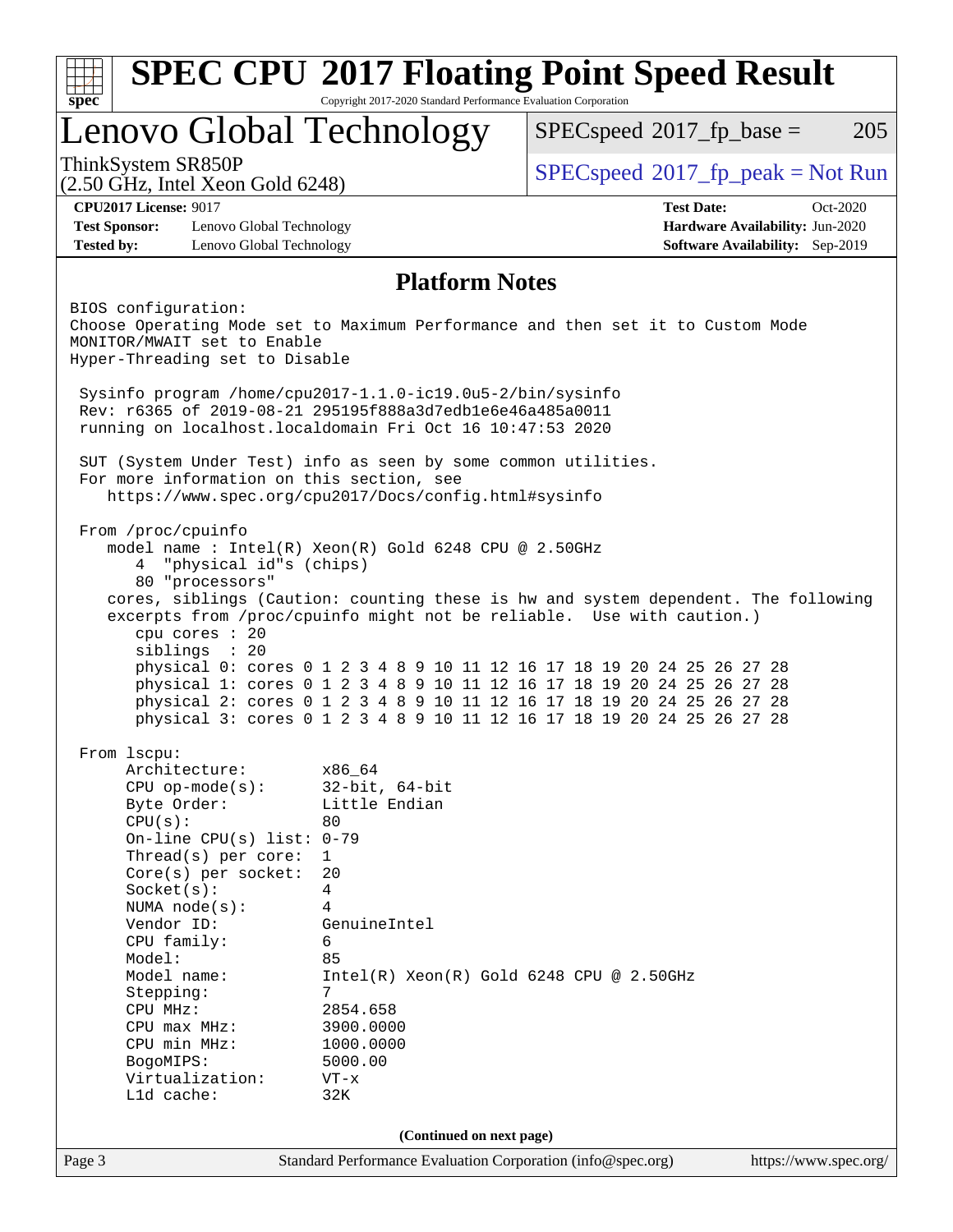# SPEC CPU 2017 Floating Point Speed Result

Copyright 2017-2020 Standard Performance Evaluation Corporation

## Lenovo Global Technology

ThinkSystem SR850P
(2.50 GHz, Intel Xeon Gold 6248)

SPECspeed 2017_fp_base = 205

SPECspeed 2017_fp_peak = Not Run

**CPU2017 License:** 9017
**Test Sponsor:** Lenovo Global Technology
**Tested by:** Lenovo Global Technology

**Test Date:** Oct-2020
**Hardware Availability:** Jun-2020
**Software Availability:** Sep-2019

### Platform Notes

```
BIOS configuration:
Choose Operating Mode set to Maximum Performance and then set it to Custom Mode
MONITOR/MWAIT set to Enable
Hyper-Threading set to Disable

 Sysinfo program /home/cpu2017-1.1.0-ic19.0u5-2/bin/sysinfo
 Rev: r6365 of 2019-08-21 295195f888a3d7edb1e6e46a485a0011
 running on localhost.localdomain Fri Oct 16 10:47:53 2020

 SUT (System Under Test) info as seen by some common utilities.
 For more information on this section, see
    https://www.spec.org/cpu2017/Docs/config.html#sysinfo

 From /proc/cpuinfo
    model name : Intel(R) Xeon(R) Gold 6248 CPU @ 2.50GHz
       4  "physical id"s (chips)
       80 "processors"
    cores, siblings (Caution: counting these is hw and system dependent. The following
    excerpts from /proc/cpuinfo might not be reliable.  Use with caution.)
       cpu cores : 20
       siblings  : 20
       physical 0: cores 0 1 2 3 4 8 9 10 11 12 16 17 18 19 20 24 25 26 27 28
       physical 1: cores 0 1 2 3 4 8 9 10 11 12 16 17 18 19 20 24 25 26 27 28
       physical 2: cores 0 1 2 3 4 8 9 10 11 12 16 17 18 19 20 24 25 26 27 28
       physical 3: cores 0 1 2 3 4 8 9 10 11 12 16 17 18 19 20 24 25 26 27 28

 From lscpu:
      Architecture:        x86_64
      CPU op-mode(s):      32-bit, 64-bit
      Byte Order:          Little Endian
      CPU(s):              80
      On-line CPU(s) list: 0-79
      Thread(s) per core:  1
      Core(s) per socket:  20
      Socket(s):           4
      NUMA node(s):        4
      Vendor ID:           GenuineIntel
      CPU family:          6
      Model:               85
      Model name:          Intel(R) Xeon(R) Gold 6248 CPU @ 2.50GHz
      Stepping:            7
      CPU MHz:             2854.658
      CPU max MHz:         3900.0000
      CPU min MHz:         1000.0000
      BogoMIPS:            5000.00
      Virtualization:      VT-x
      L1d cache:           32K
```

(Continued on next page)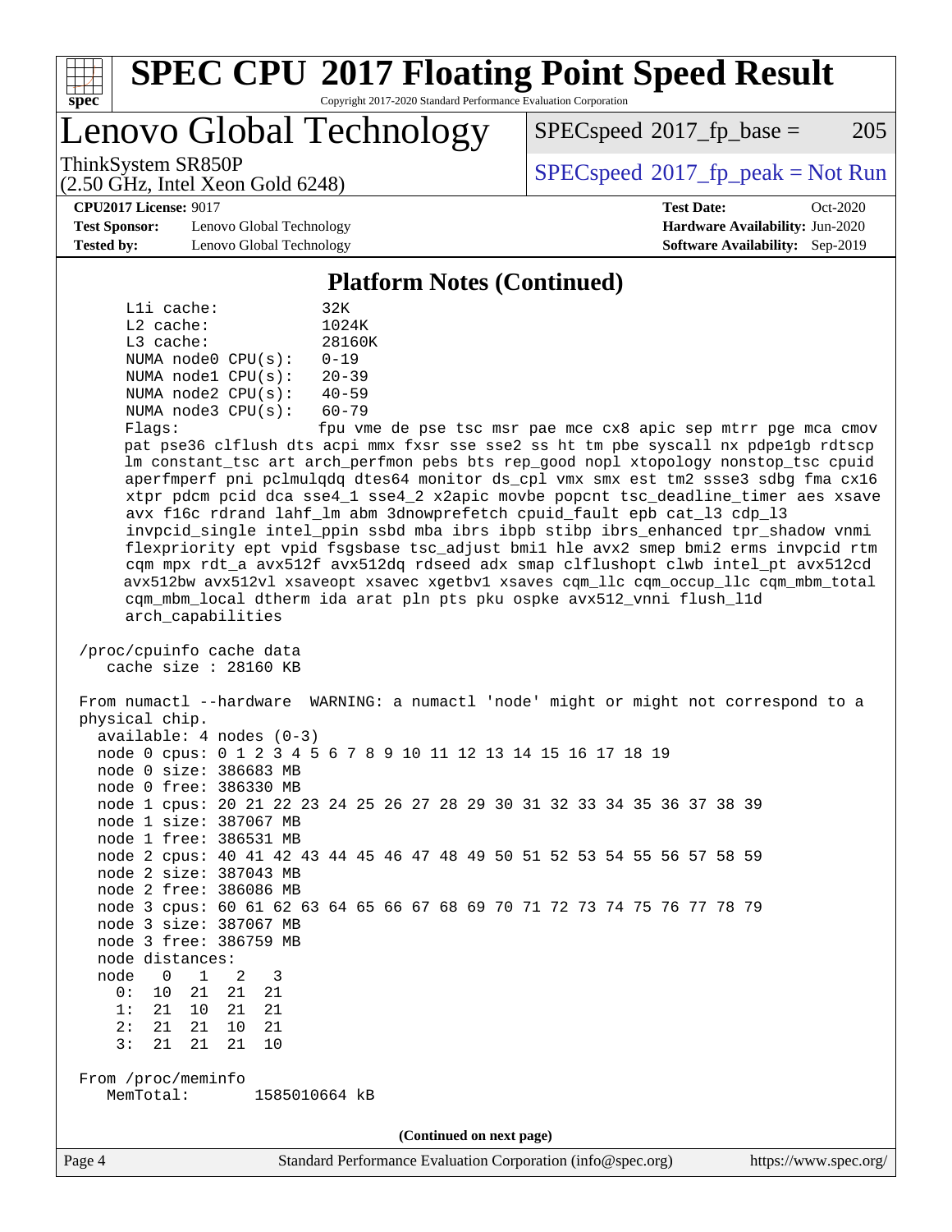## Platform Notes (Continued)

```
    L1i cache:             32K
    L2 cache:              1024K
    L3 cache:              28160K
    NUMA node0 CPU(s):     0-19
    NUMA node1 CPU(s):     20-39
    NUMA node2 CPU(s):     40-59
    NUMA node3 CPU(s):     60-79
    Flags:                 fpu vme de pse tsc msr pae mce cx8 apic sep mtrr pge mca cmov
    pat pse36 clflush dts acpi mmx fxsr sse sse2 ss ht tm pbe syscall nx pdpe1gb rdtscp
    lm constant_tsc art arch_perfmon pebs bts rep_good nopl xtopology nonstop_tsc cpuid
    aperfmperf pni pclmulqdq dtes64 monitor ds_cpl vmx smx est tm2 ssse3 sdbg fma cx16
    xtpr pdcm pcid dca sse4_1 sse4_2 x2apic movbe popcnt tsc_deadline_timer aes xsave
    avx f16c rdrand lahf_lm abm 3dnowprefetch cpuid_fault epb cat_l3 cdp_l3
    invpcid_single intel_ppin ssbd mba ibrs ibpb stibp ibrs_enhanced tpr_shadow vnmi
    flexpriority ept vpid fsgsbase tsc_adjust bmi1 hle avx2 smep bmi2 erms invpcid rtm
    cqm mpx rdt_a avx512f avx512dq rdseed adx smap clflushopt clwb intel_pt avx512cd
    avx512bw avx512vl xsaveopt xsavec xgetbv1 xsaves cqm_llc cqm_occup_llc cqm_mbm_total
    cqm_mbm_local dtherm ida arat pln pts pku ospke avx512_vnni flush_l1d
    arch_capabilities

 /proc/cpuinfo cache data
    cache size : 28160 KB

 From numactl --hardware  WARNING: a numactl 'node' might or might not correspond to a
 physical chip.
   available: 4 nodes (0-3)
   node 0 cpus: 0 1 2 3 4 5 6 7 8 9 10 11 12 13 14 15 16 17 18 19
   node 0 size: 386683 MB
   node 0 free: 386330 MB
   node 1 cpus: 20 21 22 23 24 25 26 27 28 29 30 31 32 33 34 35 36 37 38 39
   node 1 size: 387067 MB
   node 1 free: 386531 MB
   node 2 cpus: 40 41 42 43 44 45 46 47 48 49 50 51 52 53 54 55 56 57 58 59
   node 2 size: 387043 MB
   node 2 free: 386086 MB
   node 3 cpus: 60 61 62 63 64 65 66 67 68 69 70 71 72 73 74 75 76 77 78 79
   node 3 size: 387067 MB
   node 3 free: 386759 MB
   node distances:
   node   0   1   2   3
     0:  10  21  21  21
     1:  21  10  21  21
     2:  21  21  10  21
     3:  21  21  21  10

 From /proc/meminfo
    MemTotal:       1585010664 kB
```

(Continued on next page)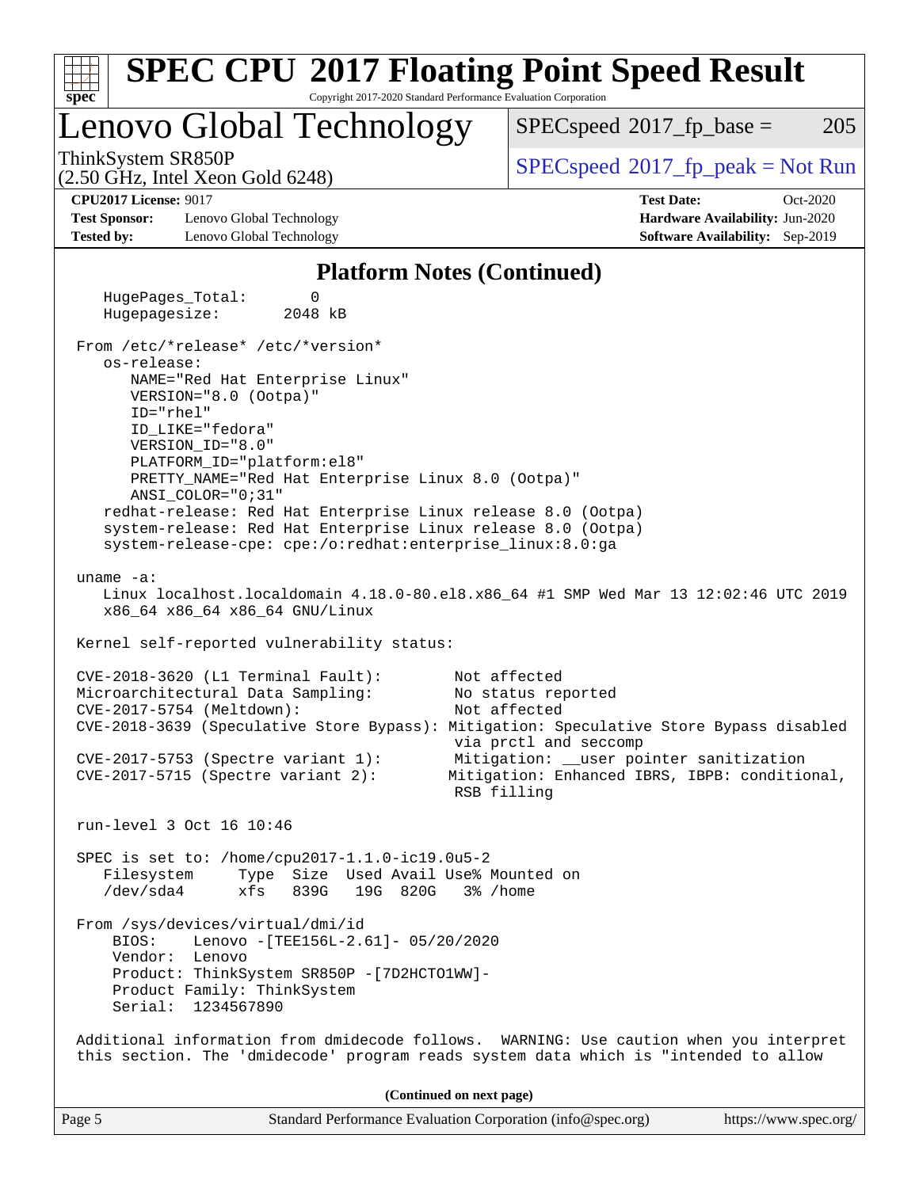## Platform Notes (Continued)

```
   HugePages_Total:       0
   Hugepagesize:       2048 kB

 From /etc/*release* /etc/*version*
    os-release:
       NAME="Red Hat Enterprise Linux"
       VERSION="8.0 (Ootpa)"
       ID="rhel"
       ID_LIKE="fedora"
       VERSION_ID="8.0"
       PLATFORM_ID="platform:el8"
       PRETTY_NAME="Red Hat Enterprise Linux 8.0 (Ootpa)"
       ANSI_COLOR="0;31"
    redhat-release: Red Hat Enterprise Linux release 8.0 (Ootpa)
    system-release: Red Hat Enterprise Linux release 8.0 (Ootpa)
    system-release-cpe: cpe:/o:redhat:enterprise_linux:8.0:ga

 uname -a:
    Linux localhost.localdomain 4.18.0-80.el8.x86_64 #1 SMP Wed Mar 13 12:02:46 UTC 2019
    x86_64 x86_64 x86_64 GNU/Linux

 Kernel self-reported vulnerability status:

 CVE-2018-3620 (L1 Terminal Fault):        Not affected
 Microarchitectural Data Sampling:         No status reported
 CVE-2017-5754 (Meltdown):                 Not affected
 CVE-2018-3639 (Speculative Store Bypass): Mitigation: Speculative Store Bypass disabled
                                            via prctl and seccomp
 CVE-2017-5753 (Spectre variant 1):        Mitigation: __user pointer sanitization
 CVE-2017-5715 (Spectre variant 2):        Mitigation: Enhanced IBRS, IBPB: conditional,
                                            RSB filling

 run-level 3 Oct 16 10:46

 SPEC is set to: /home/cpu2017-1.1.0-ic19.0u5-2
    Filesystem     Type  Size  Used Avail Use% Mounted on
    /dev/sda4      xfs   839G   19G  820G   3% /home

 From /sys/devices/virtual/dmi/id
     BIOS:    Lenovo -[TEE156L-2.61]- 05/20/2020
     Vendor:  Lenovo
     Product: ThinkSystem SR850P -[7D2HCTO1WW]-
     Product Family: ThinkSystem
     Serial:  1234567890

 Additional information from dmidecode follows.  WARNING: Use caution when you interpret
 this section. The 'dmidecode' program reads system data which is "intended to allow
```

(Continued on next page)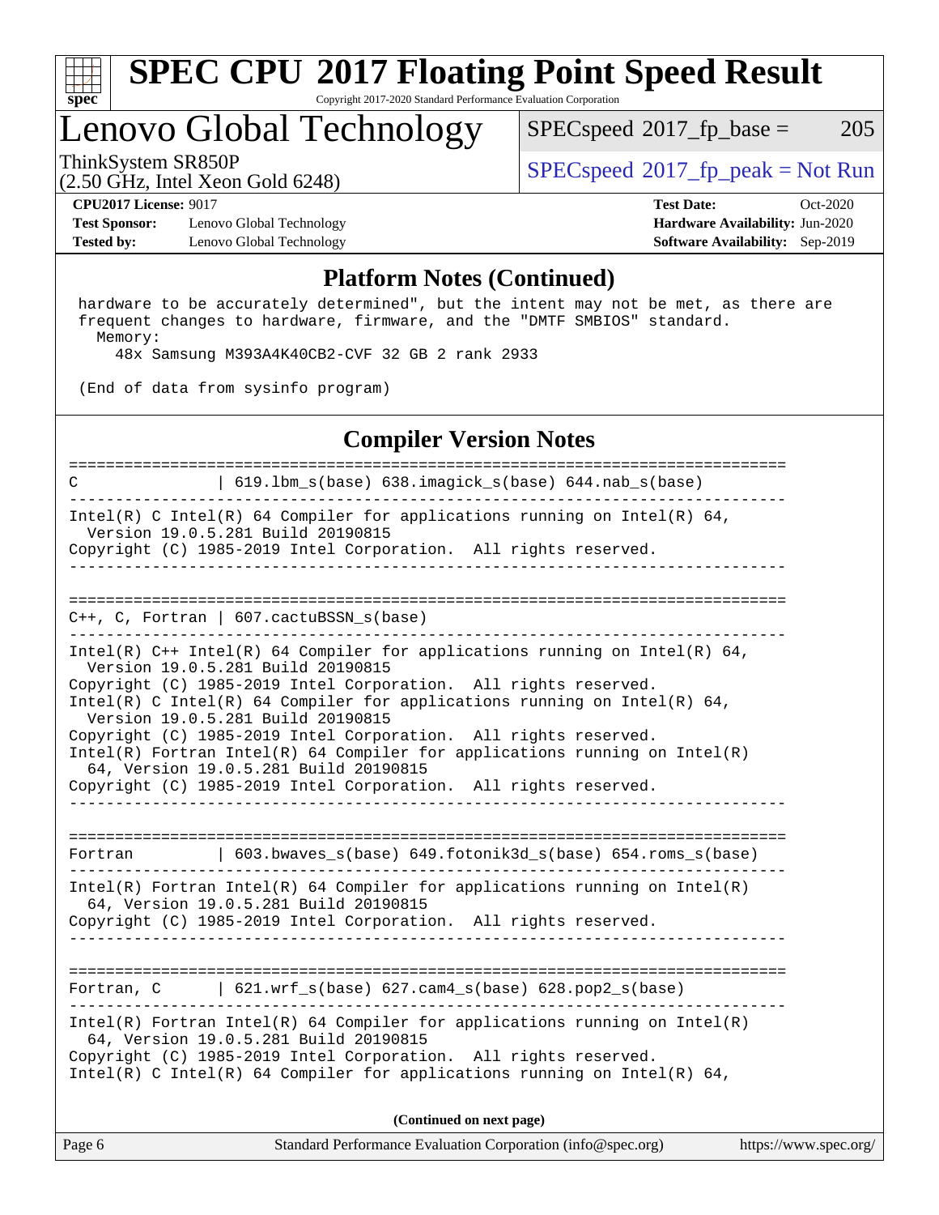## Platform Notes (Continued)

```
 hardware to be accurately determined", but the intent may not be met, as there are
 frequent changes to hardware, firmware, and the "DMTF SMBIOS" standard.
   Memory:
     48x Samsung M393A4K40CB2-CVF 32 GB 2 rank 2933

 (End of data from sysinfo program)
```

## Compiler Version Notes

```
==============================================================================
C              | 619.lbm_s(base) 638.imagick_s(base) 644.nab_s(base)
------------------------------------------------------------------------------
Intel(R) C Intel(R) 64 Compiler for applications running on Intel(R) 64,
  Version 19.0.5.281 Build 20190815
Copyright (C) 1985-2019 Intel Corporation.  All rights reserved.
------------------------------------------------------------------------------

==============================================================================
C++, C, Fortran | 607.cactuBSSN_s(base)
------------------------------------------------------------------------------
Intel(R) C++ Intel(R) 64 Compiler for applications running on Intel(R) 64,
  Version 19.0.5.281 Build 20190815
Copyright (C) 1985-2019 Intel Corporation.  All rights reserved.
Intel(R) C Intel(R) 64 Compiler for applications running on Intel(R) 64,
  Version 19.0.5.281 Build 20190815
Copyright (C) 1985-2019 Intel Corporation.  All rights reserved.
Intel(R) Fortran Intel(R) 64 Compiler for applications running on Intel(R)
  64, Version 19.0.5.281 Build 20190815
Copyright (C) 1985-2019 Intel Corporation.  All rights reserved.
------------------------------------------------------------------------------

==============================================================================
Fortran        | 603.bwaves_s(base) 649.fotonik3d_s(base) 654.roms_s(base)
------------------------------------------------------------------------------
Intel(R) Fortran Intel(R) 64 Compiler for applications running on Intel(R)
  64, Version 19.0.5.281 Build 20190815
Copyright (C) 1985-2019 Intel Corporation.  All rights reserved.
------------------------------------------------------------------------------

==============================================================================
Fortran, C     | 621.wrf_s(base) 627.cam4_s(base) 628.pop2_s(base)
------------------------------------------------------------------------------
Intel(R) Fortran Intel(R) 64 Compiler for applications running on Intel(R)
  64, Version 19.0.5.281 Build 20190815
Copyright (C) 1985-2019 Intel Corporation.  All rights reserved.
Intel(R) C Intel(R) 64 Compiler for applications running on Intel(R) 64,
```

(Continued on next page)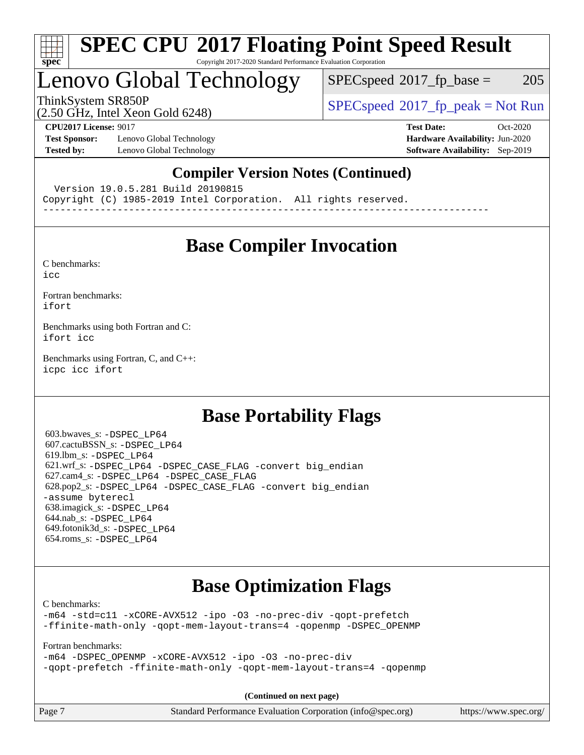## Compiler Version Notes (Continued)

```
  Version 19.0.5.281 Build 20190815
Copyright (C) 1985-2019 Intel Corporation.  All rights reserved.
------------------------------------------------------------------------------
```

## Base Compiler Invocation

C benchmarks:
`icc`

Fortran benchmarks:
`ifort`

Benchmarks using both Fortran and C:
`ifort icc`

Benchmarks using Fortran, C, and C++:
`icpc icc ifort`

## Base Portability Flags

603.bwaves_s: `-DSPEC_LP64`
607.cactuBSSN_s: `-DSPEC_LP64`
619.lbm_s: `-DSPEC_LP64`
621.wrf_s: `-DSPEC_LP64 -DSPEC_CASE_FLAG -convert big_endian`
627.cam4_s: `-DSPEC_LP64 -DSPEC_CASE_FLAG`
628.pop2_s: `-DSPEC_LP64 -DSPEC_CASE_FLAG -convert big_endian -assume byterecl`
638.imagick_s: `-DSPEC_LP64`
644.nab_s: `-DSPEC_LP64`
649.fotonik3d_s: `-DSPEC_LP64`
654.roms_s: `-DSPEC_LP64`

## Base Optimization Flags

C benchmarks:
`-m64 -std=c11 -xCORE-AVX512 -ipo -O3 -no-prec-div -qopt-prefetch -ffinite-math-only -qopt-mem-layout-trans=4 -qopenmp -DSPEC_OPENMP`

Fortran benchmarks:
`-m64 -DSPEC_OPENMP -xCORE-AVX512 -ipo -O3 -no-prec-div -qopt-prefetch -ffinite-math-only -qopt-mem-layout-trans=4 -qopenmp`

**(Continued on next page)**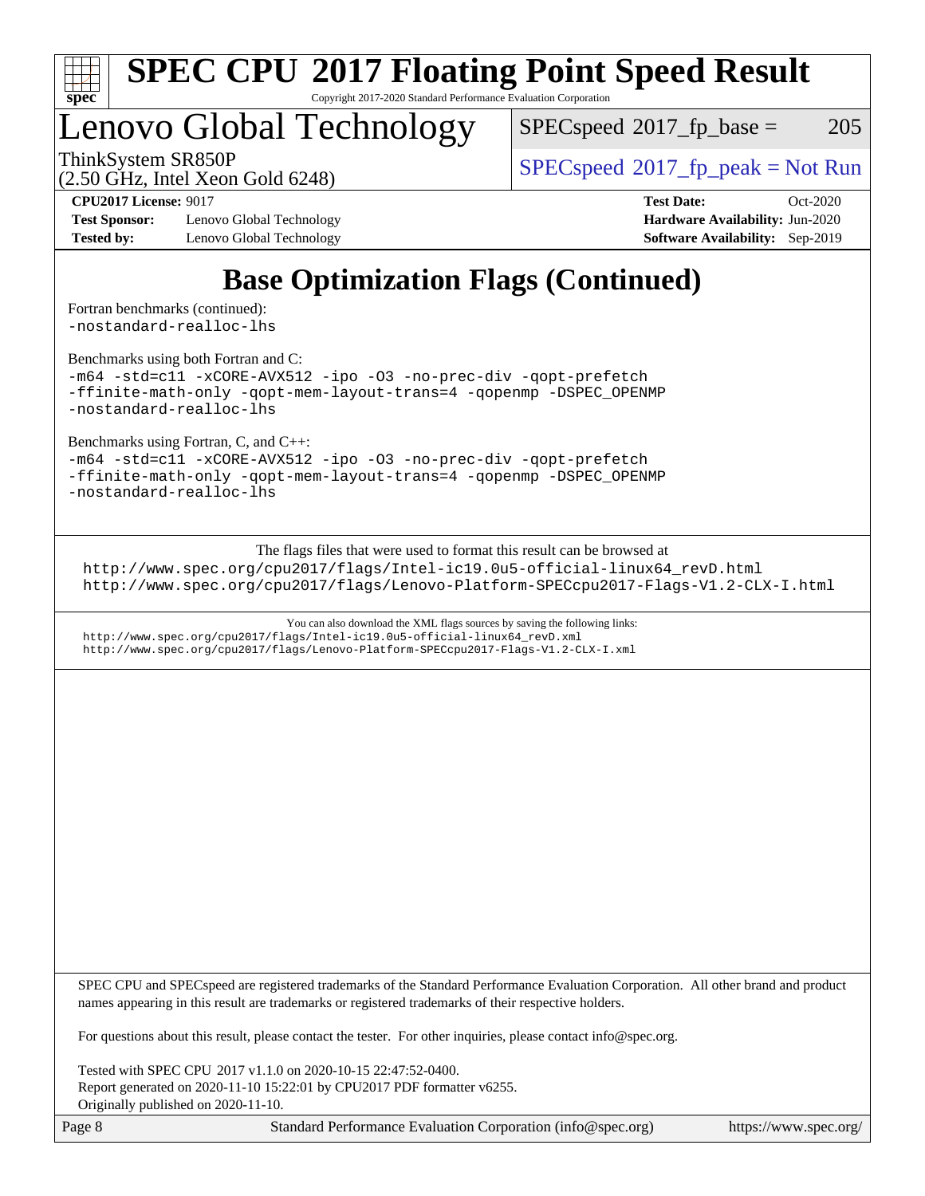# Base Optimization Flags (Continued)

Fortran benchmarks (continued):
-nostandard-realloc-lhs

Benchmarks using both Fortran and C:
-m64 -std=c11 -xCORE-AVX512 -ipo -O3 -no-prec-div -qopt-prefetch
-ffinite-math-only -qopt-mem-layout-trans=4 -qopenmp -DSPEC_OPENMP
-nostandard-realloc-lhs

Benchmarks using Fortran, C, and C++:
-m64 -std=c11 -xCORE-AVX512 -ipo -O3 -no-prec-div -qopt-prefetch
-ffinite-math-only -qopt-mem-layout-trans=4 -qopenmp -DSPEC_OPENMP
-nostandard-realloc-lhs

The flags files that were used to format this result can be browsed at
http://www.spec.org/cpu2017/flags/Intel-ic19.0u5-official-linux64_revD.html
http://www.spec.org/cpu2017/flags/Lenovo-Platform-SPECcpu2017-Flags-V1.2-CLX-I.html

You can also download the XML flags sources by saving the following links:
http://www.spec.org/cpu2017/flags/Intel-ic19.0u5-official-linux64_revD.xml
http://www.spec.org/cpu2017/flags/Lenovo-Platform-SPECcpu2017-Flags-V1.2-CLX-I.xml

SPEC CPU and SPECspeed are registered trademarks of the Standard Performance Evaluation Corporation. All other brand and product names appearing in this result are trademarks or registered trademarks of their respective holders.

For questions about this result, please contact the tester. For other inquiries, please contact info@spec.org.

Tested with SPEC CPU 2017 v1.1.0 on 2020-10-15 22:47:52-0400.
Report generated on 2020-11-10 15:22:01 by CPU2017 PDF formatter v6255.
Originally published on 2020-11-10.